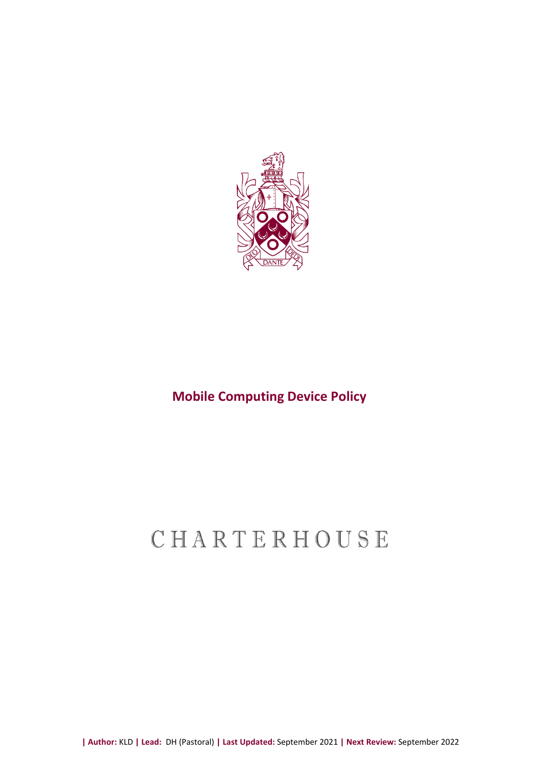# Mobile Computing Device Policy

CHARTERHOUSE

**| Author:** KLD **| Lead:** DH (Pastoral) **| Last Updated:** September 2021 **| Next Review:** September 2022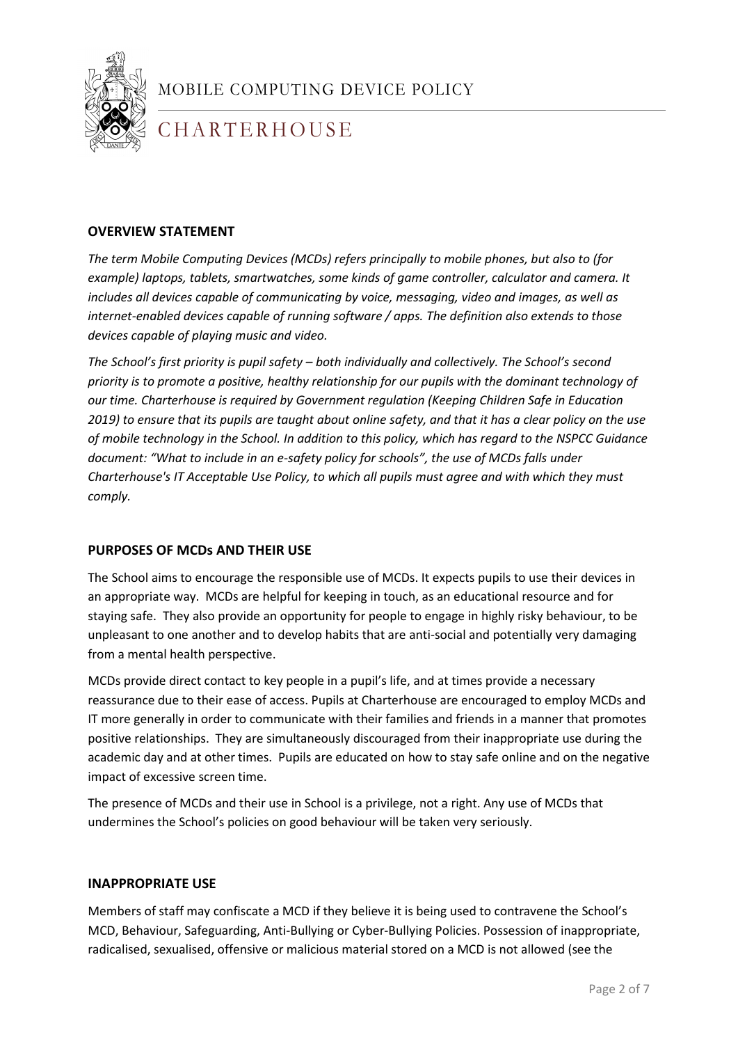## OVERVIEW STATEMENT

*The term Mobile Computing Devices (MCDs) refers principally to mobile phones, but also to (for example) laptops, tablets, smartwatches, some kinds of game controller, calculator and camera. It includes all devices capable of communicating by voice, messaging, video and images, as well as internet-enabled devices capable of running software / apps. The definition also extends to those devices capable of playing music and video.*

*The School's first priority is pupil safety – both individually and collectively. The School's second priority is to promote a positive, healthy relationship for our pupils with the dominant technology of our time. Charterhouse is required by Government regulation (Keeping Children Safe in Education 2019) to ensure that its pupils are taught about online safety, and that it has a clear policy on the use of mobile technology in the School. In addition to this policy, which has regard to the NSPCC Guidance document: "What to include in an e-safety policy for schools", the use of MCDs falls under Charterhouse's IT Acceptable Use Policy, to which all pupils must agree and with which they must comply.*

## PURPOSES OF MCDs AND THEIR USE

The School aims to encourage the responsible use of MCDs. It expects pupils to use their devices in an appropriate way. MCDs are helpful for keeping in touch, as an educational resource and for staying safe. They also provide an opportunity for people to engage in highly risky behaviour, to be unpleasant to one another and to develop habits that are anti-social and potentially very damaging from a mental health perspective.

MCDs provide direct contact to key people in a pupil's life, and at times provide a necessary reassurance due to their ease of access. Pupils at Charterhouse are encouraged to employ MCDs and IT more generally in order to communicate with their families and friends in a manner that promotes positive relationships. They are simultaneously discouraged from their inappropriate use during the academic day and at other times. Pupils are educated on how to stay safe online and on the negative impact of excessive screen time.

The presence of MCDs and their use in School is a privilege, not a right. Any use of MCDs that undermines the School's policies on good behaviour will be taken very seriously.

## INAPPROPRIATE USE

Members of staff may confiscate a MCD if they believe it is being used to contravene the School's MCD, Behaviour, Safeguarding, Anti-Bullying or Cyber-Bullying Policies. Possession of inappropriate, radicalised, sexualised, offensive or malicious material stored on a MCD is not allowed (see the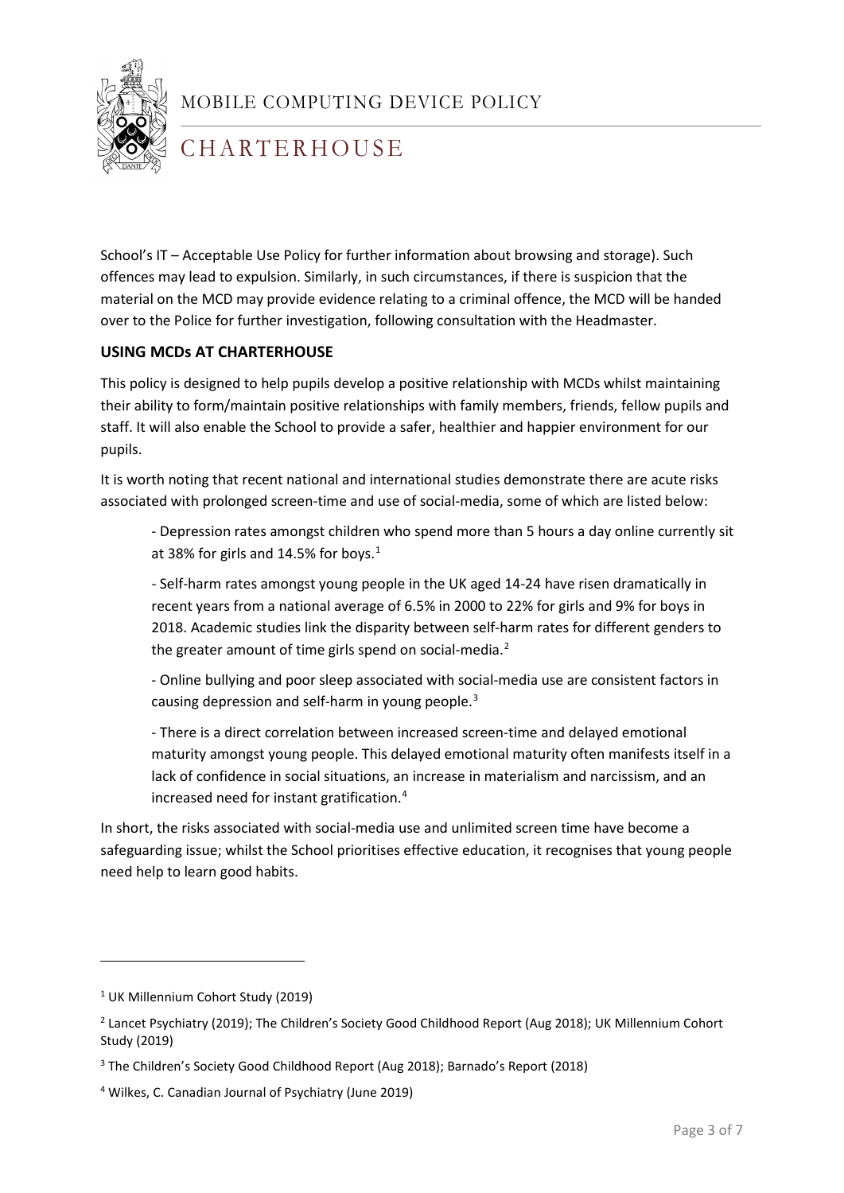School's IT – Acceptable Use Policy for further information about browsing and storage). Such offences may lead to expulsion. Similarly, in such circumstances, if there is suspicion that the material on the MCD may provide evidence relating to a criminal offence, the MCD will be handed over to the Police for further investigation, following consultation with the Headmaster.

## USING MCDs AT CHARTERHOUSE

This policy is designed to help pupils develop a positive relationship with MCDs whilst maintaining their ability to form/maintain positive relationships with family members, friends, fellow pupils and staff. It will also enable the School to provide a safer, healthier and happier environment for our pupils.

It is worth noting that recent national and international studies demonstrate there are acute risks associated with prolonged screen-time and use of social-media, some of which are listed below:

- Depression rates amongst children who spend more than 5 hours a day online currently sit at 38% for girls and 14.5% for boys.[1]

- Self-harm rates amongst young people in the UK aged 14-24 have risen dramatically in recent years from a national average of 6.5% in 2000 to 22% for girls and 9% for boys in 2018. Academic studies link the disparity between self-harm for different genders to the greater amount of time girls spend on social-media.[2]

- Online bullying and poor sleep associated with social-media use are consistent factors in causing depression and self-harm in young people.[3]

- There is a direct correlation between increased screen-time and delayed emotional maturity amongst young people. This delayed emotional maturity often manifests itself in a lack of confidence in social situations, an increase in materialism and narcissism, and an increased need for instant gratification.[4]

In short, the risks associated with social-media use and unlimited screen time have become a safeguarding issue; whilst the School prioritises effective education, it recognises that young people need help to learn good habits.

---

[1] UK Millennium Cohort Study (2019)

[2] Lancet Psychiatry (2019); The Children's Society Good Childhood Report (Aug 2018); UK Millennium Cohort Study (2019)

[3] The Children's Society Good Childhood Report (Aug 2018); Barnado's Report (2018)

[4] Wilkes, C. Canadian Journal of Psychiatry (June 2019)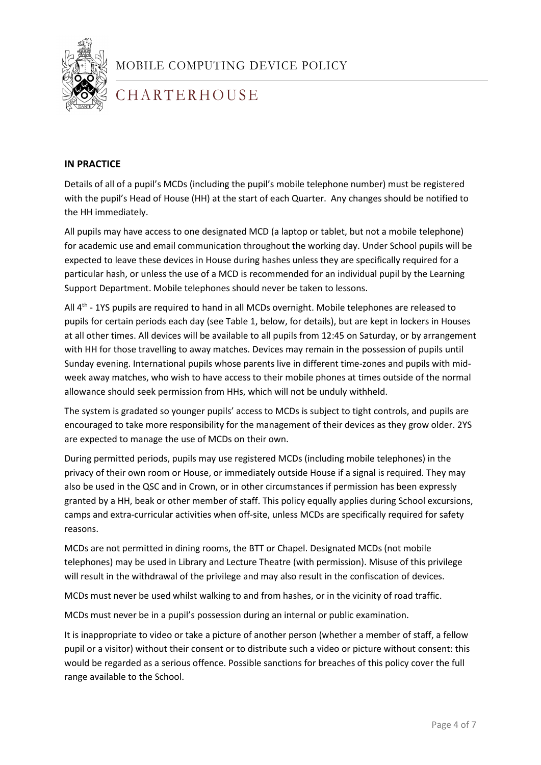## IN PRACTICE

Details of all of a pupil's MCDs (including the pupil's mobile telephone number) must be registered with the pupil's Head of House (HH) at the start of each Quarter. Any changes should be notified to the HH immediately.

All pupils may have access to one designated MCD (a laptop or tablet, but not a mobile telephone) for academic use and email communication throughout the working day. Under School pupils will be expected to leave these devices in House during hashes unless they are specifically required for a particular hash, or unless the use of a MCD is recommended for an individual pupil by the Learning Support Department. Mobile telephones should never be taken to lessons.

All 4th - 1YS pupils are required to hand in all MCDs overnight. Mobile telephones are released to pupils for certain periods each day (see Table 1, below, for details), but are kept in lockers in Houses at all other times. All devices will be available to all pupils from 12:45 on Saturday, or by arrangement with HH for those travelling to away matches. Devices may remain in the possession of pupils until Sunday evening. International pupils whose parents live in different time-zones and pupils with mid-week away matches, who wish to have access to their mobile phones at times outside of the normal allowance should seek permission from HHs, which will not be unduly withheld.

The system is gradated so younger pupils' access to MCDs is subject to tight controls, and pupils are encouraged to take more responsibility for the management of their devices as they grow older. 2YS are expected to manage the use of MCDs on their own.

During permitted periods, pupils may use registered MCDs (including mobile telephones) in the privacy of their own room or House, or immediately outside House if a signal is required. They may also be used in the QSC and in Crown, or in other circumstances if permission has been expressly granted by a HH, beak or other member of staff. This policy equally applies during School excursions, camps and extra-curricular activities when off-site, unless MCDs are specifically required for safety reasons.

MCDs are not permitted in dining rooms, the BTT or Chapel. Designated MCDs (not mobile telephones) may be used in Library and Lecture Theatre (with permission). Misuse of this privilege will result in the withdrawal of the privilege and may also result in the confiscation of devices.

MCDs must never be used whilst walking to and from hashes, or in the vicinity of road traffic.

MCDs must never be in a pupil's possession during an internal or public examination.

It is inappropriate to video or take a picture of another person (whether a member of staff, a fellow pupil or a visitor) without their consent or to distribute such a video or picture without consent: this would be regarded as a serious offence. Possible sanctions for breaches of this policy cover the full range available to the School.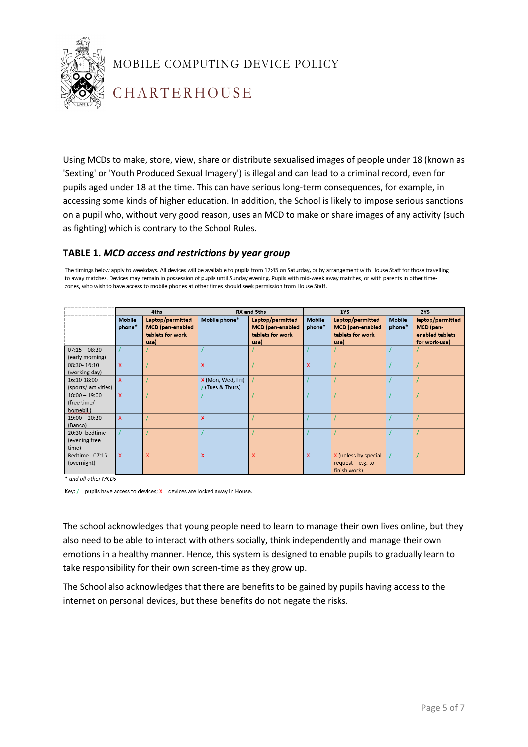Using MCDs to make, store, view, share or distribute sexualised images of people under 18 (known as 'Sexting' or 'Youth Produced Sexual Imagery') is illegal and can lead to a criminal record, even for pupils aged under 18 at the time. This can have serious long-term consequences, for example, in accessing some kinds of higher education. In addition, the School is likely to impose serious sanctions on a pupil who, without very good reason, uses an MCD to make or share images of any activity (such as fighting) which is contrary to the School Rules.

### TABLE 1. *MCD access and restrictions by year group*

The timings below apply to weekdays. All devices will be available to pupils from 12:45 on Saturday, or by arrangement with House Staff for those travelling to away matches. Devices may remain in possession of pupils until Sunday evening. Pupils with mid-week away matches, or with parents in other time-zones, who wish to have access to mobile phones at other times should seek permission from House Staff.

| | 4ths | | RX and 5ths | | 1YS | | 2YS | |
|---|---|---|---|---|---|---|---|---|
| | Mobile phone* | Laptop/permitted MCD (pen-enabled tablets for work-use) | Mobile phone* | Laptop/permitted MCD (pen-enabled tablets for work-use) | Mobile phone* | Laptop/permitted MCD (pen-enabled tablets for work-use) | Mobile phone* | laptop/permitted MCD (pen-enabled tablets for work-use) |
| 07:15 – 08:30 (early morning) | / | / | / | / | / | / | / | / |
| 08:30- 16:10 (working day) | X | / | X | / | X | / | / | / |
| 16:10-18:00 (sports/ activities) | X | / | X (Mon, Wed, Fri) / (Tues & Thurs) | / | / | / | / | / |
| 18:00 – 19:00 (free time/ homebill) | X | / | / | / | / | / | / | / |
| 19:00 – 20:30 (Banco) | X | / | X | / | / | / | / | / |
| 20:30- bedtime (evening free time) | / | / | / | / | / | / | / | / |
| Bedtime - 07:15 (overnight) | X | X | X | X | X | X (unless by special request – e.g. to finish work) | / | / |

*\* and all other MCDs*

Key: / = pupils have access to devices; X = devices are locked away in House.

The school acknowledges that young people need to learn to manage their own lives online, but they also need to be able to interact with others socially, think independently and manage their own emotions in a healthy manner. Hence, this system is designed to enable pupils to gradually learn to take responsibility for their own screen-time as they grow up.

The School also acknowledges that there are benefits to be gained by pupils having access to the internet on personal devices, but these benefits do not negate the risks.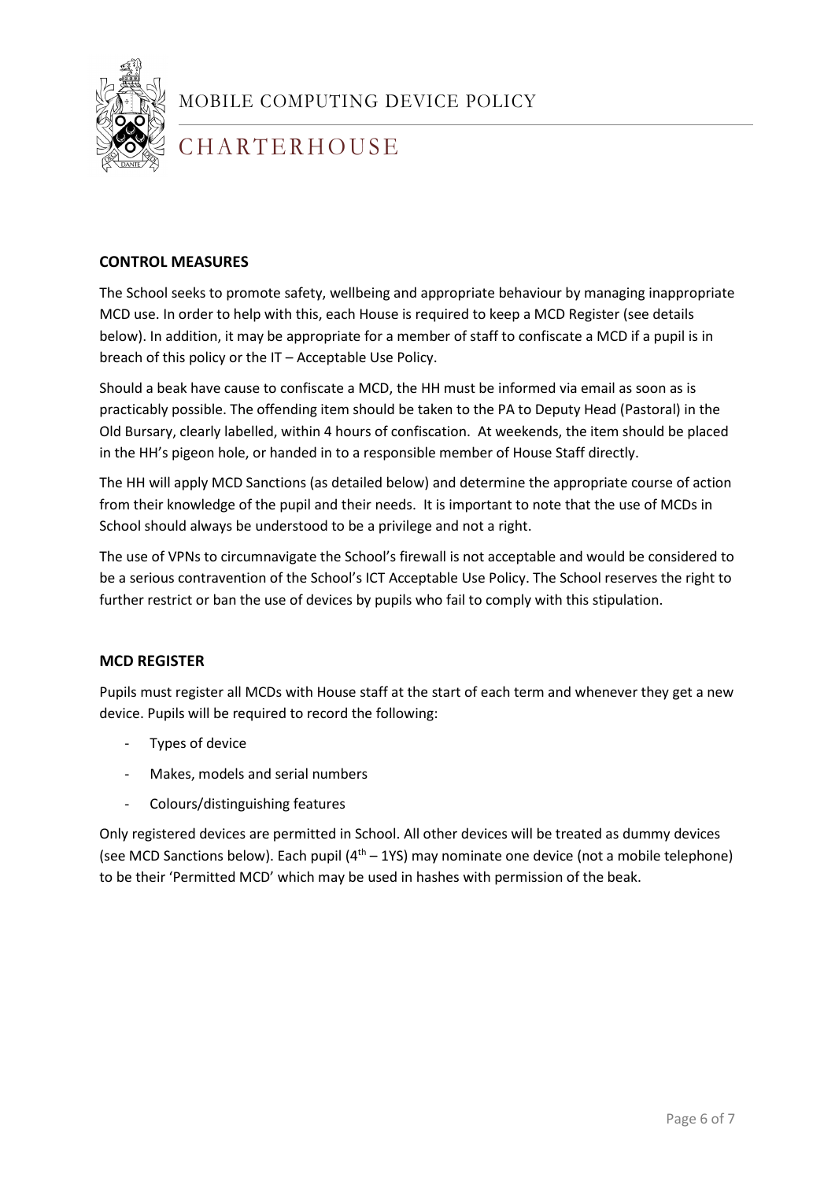## CONTROL MEASURES

The School seeks to promote safety, wellbeing and appropriate behaviour by managing inappropriate MCD use. In order to help with this, each House is required to keep a MCD Register (see details below). In addition, it may be appropriate for a member of staff to confiscate a MCD if a pupil is in breach of this policy or the IT – Acceptable Use Policy.

Should a beak have cause to confiscate a MCD, the HH must be informed via email as soon as is practicably possible. The offending item should be taken to the PA to Deputy Head (Pastoral) in the Old Bursary, clearly labelled, within 4 hours of confiscation. At weekends, the item should be placed in the HH's pigeon hole, or handed in to a responsible member of House Staff directly.

The HH will apply MCD Sanctions (as detailed below) and determine the appropriate course of action from their knowledge of the pupil and their needs. It is important to note that the use of MCDs in School should always be understood to be a privilege and not a right.

The use of VPNs to circumnavigate the School's firewall is not acceptable and would be considered to be a serious contravention of the School's ICT Acceptable Use Policy. The School reserves the right to further restrict or ban the use of devices by pupils who fail to comply with this stipulation.

## MCD REGISTER

Pupils must register all MCDs with House staff at the start of each term and whenever they get a new device. Pupils will be required to record the following:

- Types of device
- Makes, models and serial numbers
- Colours/distinguishing features

Only registered devices are permitted in School. All other devices will be treated as dummy devices (see MCD Sanctions below). Each pupil (4th – 1YS) may nominate one device (not a mobile telephone) to be their 'Permitted MCD' which may be used in hashes with permission of the beak.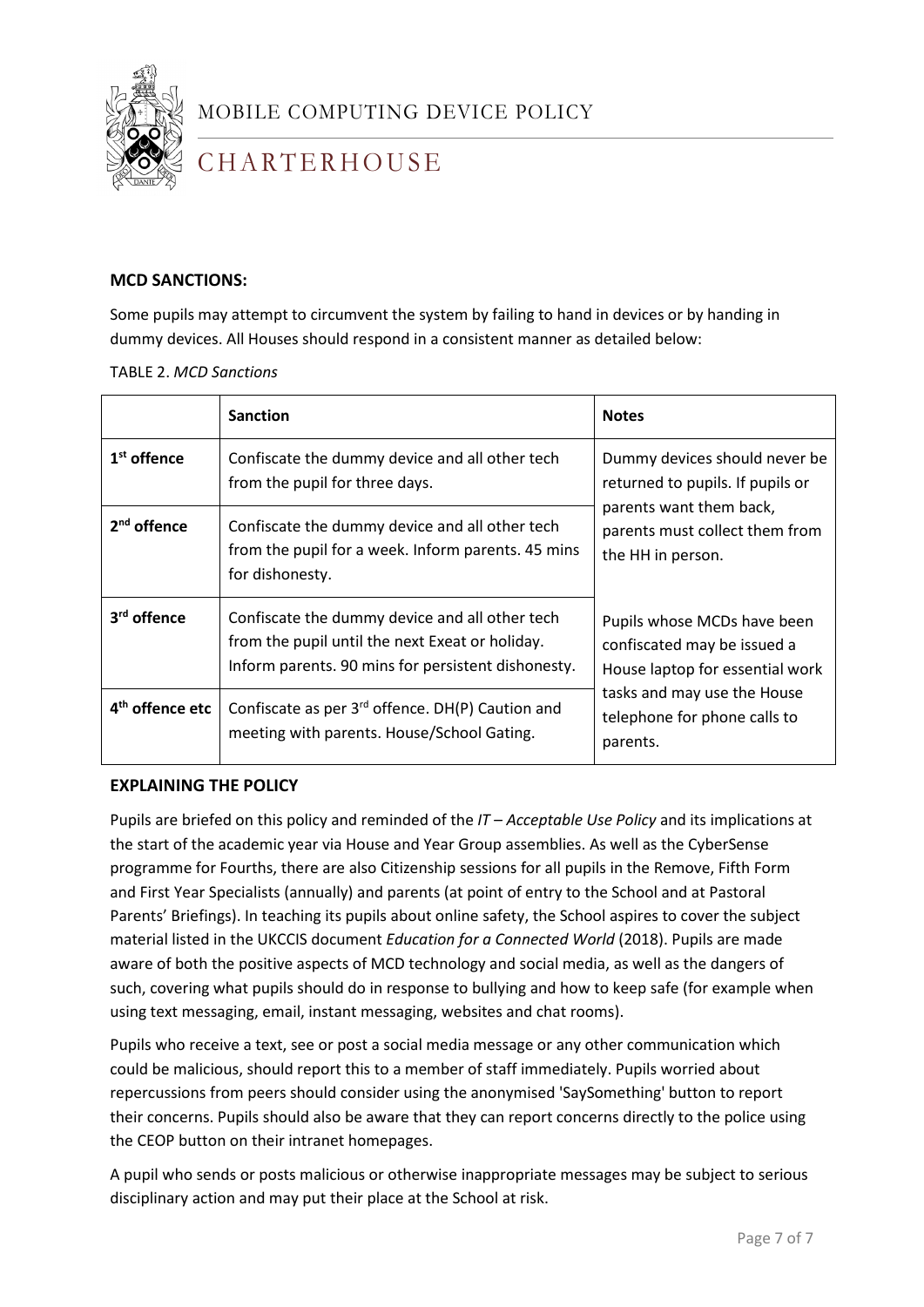## MCD SANCTIONS:

Some pupils may attempt to circumvent the system by failing to hand in devices or by handing in dummy devices. All Houses should respond in a consistent manner as detailed below:

TABLE 2. *MCD Sanctions*

| | Sanction | Notes |
|---|---|---|
| **1st offence** | Confiscate the dummy device and all other tech from the pupil for three days. | Dummy devices should never be returned to pupils. If pupils or parents want them back, parents must collect them from the HH in person. |
| **2nd offence** | Confiscate the dummy device and all other tech from the pupil for a week. Inform parents. 45 mins for dishonesty. | |
| **3rd offence** | Confiscate the dummy device and all other tech from the pupil until the next Exeat or holiday. Inform parents. 90 mins for persistent dishonesty. | Pupils whose MCDs have been confiscated may be issued a House laptop for essential work tasks and may use the House telephone for phone calls to parents. |
| **4th offence etc** | Confiscate as per 3rd offence. DH(P) Caution and meeting with parents. House/School Gating. | |

## EXPLAINING THE POLICY

Pupils are briefed on this policy and reminded of the *IT – Acceptable Use Policy* and its implications at the start of the academic year via House and Year Group assemblies. As well as the CyberSense programme for Fourths, there are also Citizenship sessions for all pupils in the Remove, Fifth Form and First Year Specialists (annually) and parents (at point of entry to the School and at Pastoral Parents' Briefings). In teaching its pupils about online safety, the School aspires to cover the subject material listed in the UKCCIS document *Education for a Connected World* (2018). Pupils are made aware of both the positive aspects of MCD technology and social media, as well as the dangers of such, covering what pupils should do in response to bullying and how to keep safe (for example when using text messaging, email, instant messaging, websites and chat rooms).

Pupils who receive a text, see or post a social media message or any other communication which could be malicious, should report this to a member of staff immediately. Pupils worried about repercussions from peers should consider using the anonymised 'SaySomething' button to report their concerns. Pupils should also be aware that they can report concerns directly to the police using the CEOP button on their intranet homepages.

A pupil who sends or posts malicious or otherwise inappropriate messages may be subject to serious disciplinary action and may put their place at the School at risk.